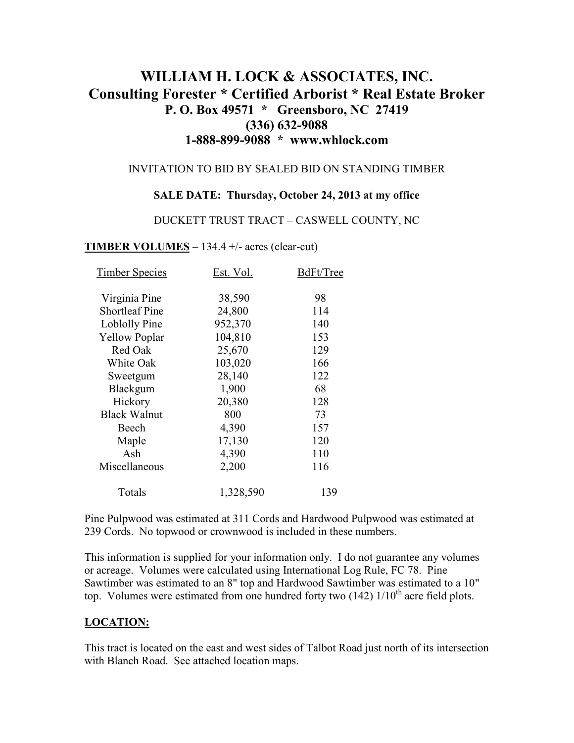# WILLIAM H. LOCK & ASSOCIATES, INC.

## Consulting Forester * Certified Arborist * Real Estate Broker

### P. O. Box 49571 * Greensboro, NC 27419

### (336) 632-9088

### 1-888-899-9088 * www.whlock.com

INVITATION TO BID BY SEALED BID ON STANDING TIMBER

**SALE DATE: Thursday, October 24, 2013 at my office**

DUCKETT TRUST TRACT – CASWELL COUNTY, NC

**TIMBER VOLUMES** – 134.4 +/- acres (clear-cut)

| Timber Species | Est. Vol. | BdFt/Tree |
|---|---|---|
| Virginia Pine | 38,590 | 98 |
| Shortleaf Pine | 24,800 | 114 |
| Loblolly Pine | 952,370 | 140 |
| Yellow Poplar | 104,810 | 153 |
| Red Oak | 25,670 | 129 |
| White Oak | 103,020 | 166 |
| Sweetgum | 28,140 | 122 |
| Blackgum | 1,900 | 68 |
| Hickory | 20,380 | 128 |
| Black Walnut | 800 | 73 |
| Beech | 4,390 | 157 |
| Maple | 17,130 | 120 |
| Ash | 4,390 | 110 |
| Miscellaneous | 2,200 | 116 |
| Totals | 1,328,590 | 139 |

Pine Pulpwood was estimated at 311 Cords and Hardwood Pulpwood was estimated at 239 Cords. No topwood or crownwood is included in these numbers.

This information is supplied for your information only. I do not guarantee any volumes or acreage. Volumes were calculated using International Log Rule, FC 78. Pine Sawtimber was estimated to an 8" top and Hardwood Sawtimber was estimated to a 10" top. Volumes were estimated from one hundred forty two (142) 1/10th acre field plots.

**LOCATION:**

This tract is located on the east and west sides of Talbot Road just north of its intersection with Blanch Road. See attached location maps.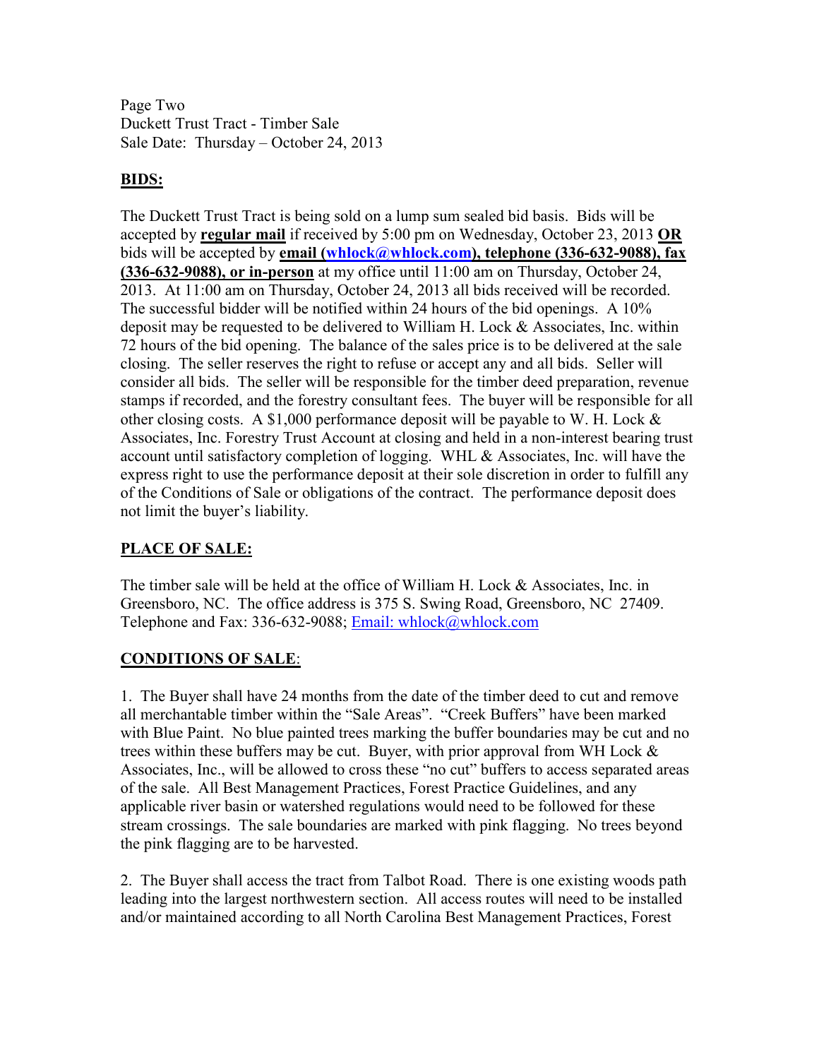Page Two
Duckett Trust Tract - Timber Sale
Sale Date: Thursday – October 24, 2013

## BIDS:

The Duckett Trust Tract is being sold on a lump sum sealed bid basis. Bids will be accepted by **regular mail** if received by 5:00 pm on Wednesday, October 23, 2013 **OR** bids will be accepted by **email (whlock@whlock.com), telephone (336-632-9088), fax (336-632-9088), or in-person** at my office until 11:00 am on Thursday, October 24, 2013. At 11:00 am on Thursday, October 24, 2013 all bids received will be recorded. The successful bidder will be notified within 24 hours of the bid openings. A 10% deposit may be requested to be delivered to William H. Lock & Associates, Inc. within 72 hours of the bid opening. The balance of the sales price is to be delivered at the sale closing. The seller reserves the right to refuse or accept any and all bids. Seller will consider all bids. The seller will be responsible for the timber deed preparation, revenue stamps if recorded, and the forestry consultant fees. The buyer will be responsible for all other closing costs. A $1,000 performance deposit will be payable to W. H. Lock & Associates, Inc. Forestry Trust Account at closing and held in a non-interest bearing trust account until satisfactory completion of logging. WHL & Associates, Inc. will have the express right to use the performance deposit at their sole discretion in order to fulfill any of the Conditions of Sale or obligations of the contract. The performance deposit does not limit the buyer's liability.

## PLACE OF SALE:

The timber sale will be held at the office of William H. Lock & Associates, Inc. in Greensboro, NC. The office address is 375 S. Swing Road, Greensboro, NC 27409. Telephone and Fax: 336-632-9088; Email: whlock@whlock.com

## CONDITIONS OF SALE:

1. The Buyer shall have 24 months from the date of the timber deed to cut and remove all merchantable timber within the "Sale Areas". "Creek Buffers" have been marked with Blue Paint. No blue painted trees marking the buffer boundaries may be cut and no trees within these buffers may be cut. Buyer, with prior approval from WH Lock & Associates, Inc., will be allowed to cross these "no cut" buffers to access separated areas of the sale. All Best Management Practices, Forest Practice Guidelines, and any applicable river basin or watershed regulations would need to be followed for these stream crossings. The sale boundaries are marked with pink flagging. No trees beyond the pink flagging are to be harvested.

2. The Buyer shall access the tract from Talbot Road. There is one existing woods path leading into the largest northwestern section. All access routes will need to be installed and/or maintained according to all North Carolina Best Management Practices, Forest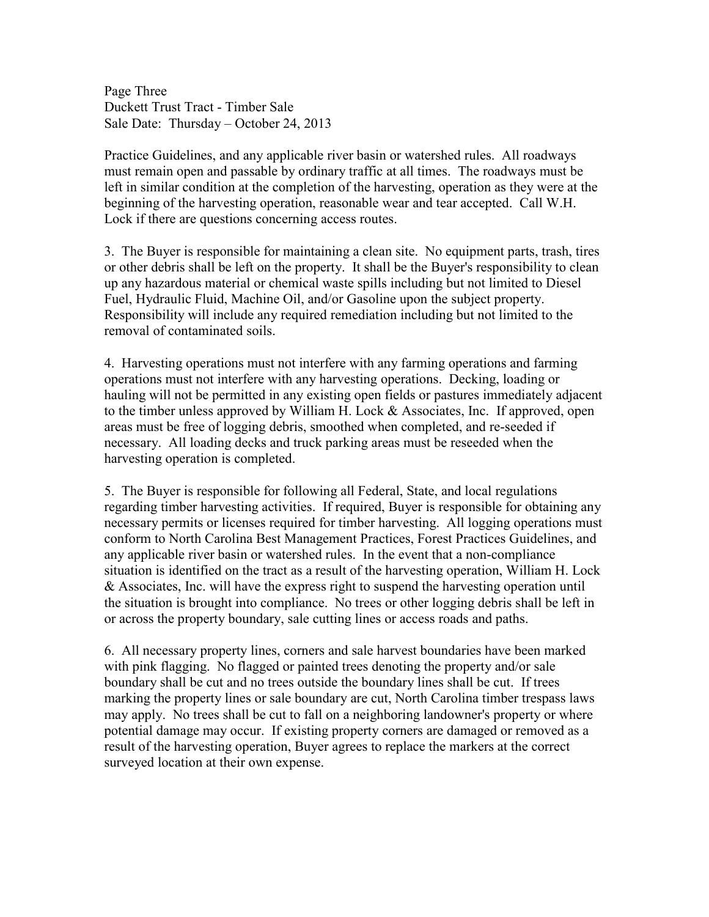Practice Guidelines, and any applicable river basin or watershed rules. All roadways must remain open and passable by ordinary traffic at all times. The roadways must be left in similar condition at the completion of the harvesting, operation as they were at the beginning of the harvesting operation, reasonable wear and tear accepted. Call W.H. Lock if there are questions concerning access routes.

3. The Buyer is responsible for maintaining a clean site. No equipment parts, trash, tires or other debris shall be left on the property. It shall be the Buyer's responsibility to clean up any hazardous material or chemical waste spills including but not limited to Diesel Fuel, Hydraulic Fluid, Machine Oil, and/or Gasoline upon the subject property. Responsibility will include any required remediation including but not limited to the removal of contaminated soils.

4. Harvesting operations must not interfere with any farming operations and farming operations must not interfere with any harvesting operations. Decking, loading or hauling will not be permitted in any existing open fields or pastures immediately adjacent to the timber unless approved by William H. Lock & Associates, Inc. If approved, open areas must be free of logging debris, smoothed when completed, and re-seeded if necessary. All loading decks and truck parking areas must be reseeded when the harvesting operation is completed.

5. The Buyer is responsible for following all Federal, State, and local regulations regarding timber harvesting activities. If required, Buyer is responsible for obtaining any necessary permits or licenses required for timber harvesting. All logging operations must conform to North Carolina Best Management Practices, Forest Practices Guidelines, and any applicable river basin or watershed rules. In the event that a non-compliance situation is identified on the tract as a result of the harvesting operation, William H. Lock & Associates, Inc. will have the express right to suspend the harvesting operation until the situation is brought into compliance. No trees or other logging debris shall be left in or across the property boundary, sale cutting lines or access roads and paths.

6. All necessary property lines, corners and sale harvest boundaries have been marked with pink flagging. No flagged or painted trees denoting the property and/or sale boundary shall be cut and no trees outside the boundary lines shall be cut. If trees marking the property lines or sale boundary are cut, North Carolina timber trespass laws may apply. No trees shall be cut to fall on a neighboring landowner's property or where potential damage may occur. If existing property corners are damaged or removed as a result of the harvesting operation, Buyer agrees to replace the markers at the correct surveyed location at their own expense.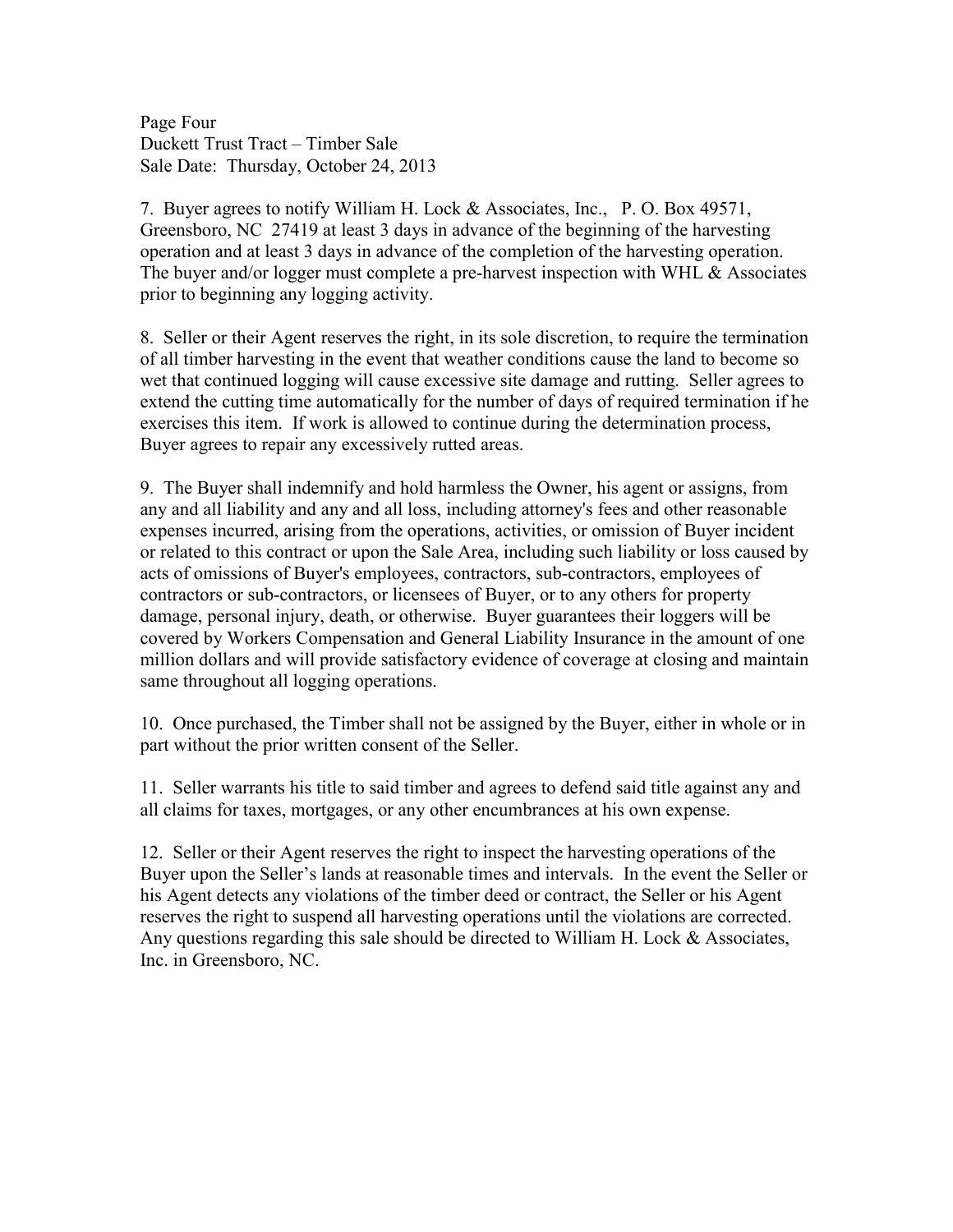7. Buyer agrees to notify William H. Lock & Associates, Inc., P. O. Box 49571, Greensboro, NC 27419 at least 3 days in advance of the beginning of the harvesting operation and at least 3 days in advance of the completion of the harvesting operation. The buyer and/or logger must complete a pre-harvest inspection with WHL & Associates prior to beginning any logging activity.

8. Seller or their Agent reserves the right, in its sole discretion, to require the termination of all timber harvesting in the event that weather conditions cause the land to become so wet that continued logging will cause excessive site damage and rutting. Seller agrees to extend the cutting time automatically for the number of days of required termination if he exercises this item. If work is allowed to continue during the determination process, Buyer agrees to repair any excessively rutted areas.

9. The Buyer shall indemnify and hold harmless the Owner, his agent or assigns, from any and all liability and any and all loss, including attorney's fees and other reasonable expenses incurred, arising from the operations, activities, or omission of Buyer incident or related to this contract or upon the Sale Area, including such liability or loss caused by acts of omissions of Buyer's employees, contractors, sub-contractors, employees of contractors or sub-contractors, or licensees of Buyer, or to any others for property damage, personal injury, death, or otherwise. Buyer guarantees their loggers will be covered by Workers Compensation and General Liability Insurance in the amount of one million dollars and will provide satisfactory evidence of coverage at closing and maintain same throughout all logging operations.

10. Once purchased, the Timber shall not be assigned by the Buyer, either in whole or in part without the prior written consent of the Seller.

11. Seller warrants his title to said timber and agrees to defend said title against any and all claims for taxes, mortgages, or any other encumbrances at his own expense.

12. Seller or their Agent reserves the right to inspect the harvesting operations of the Buyer upon the Seller's lands at reasonable times and intervals. In the event the Seller or his Agent detects any violations of the timber deed or contract, the Seller or his Agent reserves the right to suspend all harvesting operations until the violations are corrected. Any questions regarding this sale should be directed to William H. Lock & Associates, Inc. in Greensboro, NC.